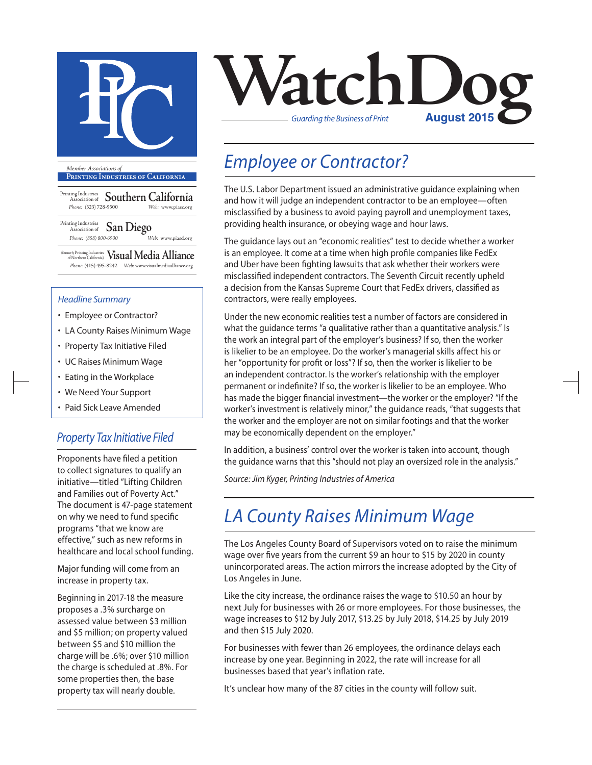# WatchDog

*Guarding the Business of Print* **August 2015**

*Member Associations of*
**PRINTING INDUSTRIES OF CALIFORNIA**

Printing Industries Association of **Southern California**
Phone: (323) 728-9500 Web: www.piasc.org

Printing Industries Association of **San Diego**
Phone: (858) 800-6900 Web: www.piasd.org

(formerly Printing Industries of Northern California) **Visual Media Alliance**
Phone: (415) 495-8242 Web: www.visualmediaalliance.org

### *Headline Summary*

- Employee or Contractor?
- LA County Raises Minimum Wage
- Property Tax Initiative Filed
- UC Raises Minimum Wage
- Eating in the Workplace
- We Need Your Support
- Paid Sick Leave Amended

## *Employee or Contractor?*

The U.S. Labor Department issued an administrative guidance explaining when and how it will judge an independent contractor to be an employee—often misclassified by a business to avoid paying payroll and unemployment taxes, providing health insurance, or obeying wage and hour laws.

The guidance lays out an "economic realities" test to decide whether a worker is an employee. It come at a time when high profile companies like FedEx and Uber have been fighting lawsuits that ask whether their workers were misclassified independent contractors. The Seventh Circuit recently upheld a decision from the Kansas Supreme Court that FedEx drivers, classified as contractors, were really employees.

Under the new economic realities test a number of factors are considered in what the guidance terms "a qualitative rather than a quantitative analysis." Is the work an integral part of the employer's business? If so, then the worker is likelier to be an employee. Do the worker's managerial skills affect his or her "opportunity for profit or loss"? If so, then the worker is likelier to be an independent contractor. Is the worker's relationship with the employer permanent or indefinite? If so, the worker is likelier to be an employee. Who has made the bigger financial investment—the worker or the employer? "If the worker's investment is relatively minor," the guidance reads, "that suggests that the worker and the employer are not on similar footings and that the worker may be economically dependent on the employer."

In addition, a business' control over the worker is taken into account, though the guidance warns that this "should not play an oversized role in the analysis."

*Source: Jim Kyger, Printing Industries of America*

## *LA County Raises Minimum Wage*

The Los Angeles County Board of Supervisors voted on to raise the minimum wage over five years from the current $9 an hour to $15 by 2020 in county unincorporated areas. The action mirrors the increase adopted by the City of Los Angeles in June.

Like the city increase, the ordinance raises the wage to $10.50 an hour by next July for businesses with 26 or more employees. For those businesses, the wage increases to $12 by July 2017, $13.25 by July 2018, $14.25 by July 2019 and then $15 July 2020.

For businesses with fewer than 26 employees, the ordinance delays each increase by one year. Beginning in 2022, the rate will increase for all businesses based that year's inflation rate.

It's unclear how many of the 87 cities in the county will follow suit.

## *Property Tax Initiative Filed*

Proponents have filed a petition to collect signatures to qualify an initiative—titled "Lifting Children and Families out of Poverty Act." The document is 47-page statement on why we need to fund specific programs "that we know are effective," such as new reforms in healthcare and local school funding.

Major funding will come from an increase in property tax.

Beginning in 2017-18 the measure proposes a .3% surcharge on assessed value between $3 million and $5 million; on property valued between $5 and $10 million the charge will be .6%; over $10 million the charge is scheduled at .8%. For some properties then, the base property tax will nearly double.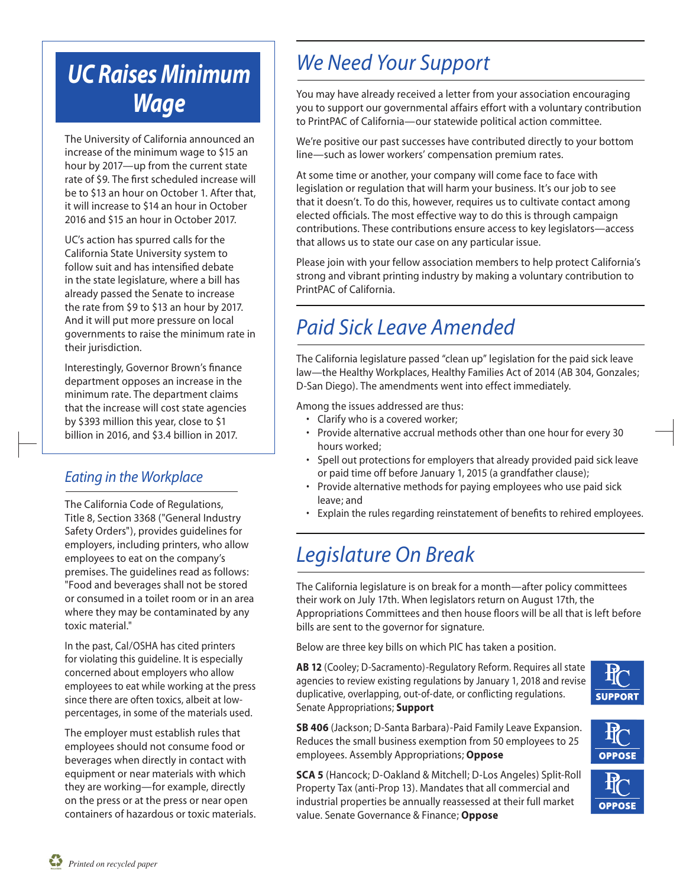## UC Raises Minimum Wage

The University of California announced an increase of the minimum wage to $15 an hour by 2017—up from the current state rate of $9. The first scheduled increase will be to $13 an hour on October 1. After that, it will increase to $14 an hour in October 2016 and $15 an hour in October 2017.

UC's action has spurred calls for the California State University system to follow suit and has intensified debate in the state legislature, where a bill has already passed the Senate to increase the rate from $9 to $13 an hour by 2017. And it will put more pressure on local governments to raise the minimum rate in their jurisdiction.

Interestingly, Governor Brown's finance department opposes an increase in the minimum rate. The department claims that the increase will cost state agencies by $393 million this year, close to $1 billion in 2016, and $3.4 billion in 2017.

### *Eating in the Workplace*

The California Code of Regulations, Title 8, Section 3368 ("General Industry Safety Orders"), provides guidelines for employers, including printers, who allow employees to eat on the company's premises. The guidelines read as follows: "Food and beverages shall not be stored or consumed in a toilet room or in an area where they may be contaminated by any toxic material."

In the past, Cal/OSHA has cited printers for violating this guideline. It is especially concerned about employers who allow employees to eat while working at the press since there are often toxics, albeit at low-percentages, in some of the materials used.

The employer must establish rules that employees should not consume food or beverages when directly in contact with equipment or near materials with which they are working—for example, directly on the press or at the press or near open containers of hazardous or toxic materials.

## *We Need Your Support*

You may have already received a letter from your association encouraging you to support our governmental affairs effort with a voluntary contribution to PrintPAC of California—our statewide political action committee.

We're positive our past successes have contributed directly to your bottom line—such as lower workers' compensation premium rates.

At some time or another, your company will come face to face with legislation or regulation that will harm your business. It's our job to see that it doesn't. To do this, however, requires us to cultivate contact among elected officials. The most effective way to do this is through campaign contributions. These contributions ensure access to key legislators—access that allows us to state our case on any particular issue.

Please join with your fellow association members to help protect California's strong and vibrant printing industry by making a voluntary contribution to PrintPAC of California.

## *Paid Sick Leave Amended*

The California legislature passed "clean up" legislation for the paid sick leave law—the Healthy Workplaces, Healthy Families Act of 2014 (AB 304, Gonzales; D-San Diego). The amendments went into effect immediately.

Among the issues addressed are thus:

- Clarify who is a covered worker;
- Provide alternative accrual methods other than one hour for every 30 hours worked;
- Spell out protections for employers that already provided paid sick leave or paid time off before January 1, 2015 (a grandfather clause);
- Provide alternative methods for paying employees who use paid sick leave; and
- Explain the rules regarding reinstatement of benefits to rehired employees.

## *Legislature On Break*

The California legislature is on break for a month—after policy committees their work on July 17th. When legislators return on August 17th, the Appropriations Committees and then house floors will be all that is left before bills are sent to the governor for signature.

Below are three key bills on which PIC has taken a position.

**AB 12** (Cooley; D-Sacramento)-Regulatory Reform. Requires all state agencies to review existing regulations by January 1, 2018 and revise duplicative, overlapping, out-of-date, or conflicting regulations. Senate Appropriations; **Support**

SUPPORT

**SB 406** (Jackson; D-Santa Barbara)-Paid Family Leave Expansion. Reduces the small business exemption from 50 employees to 25 employees. Assembly Appropriations; **Oppose**

OPPOSE

**SCA 5** (Hancock; D-Oakland & Mitchell; D-Los Angeles) Split-Roll Property Tax (anti-Prop 13). Mandates that all commercial and industrial properties be annually reassessed at their full market value. Senate Governance & Finance; **Oppose**

OPPOSE

*Printed on recycled paper*